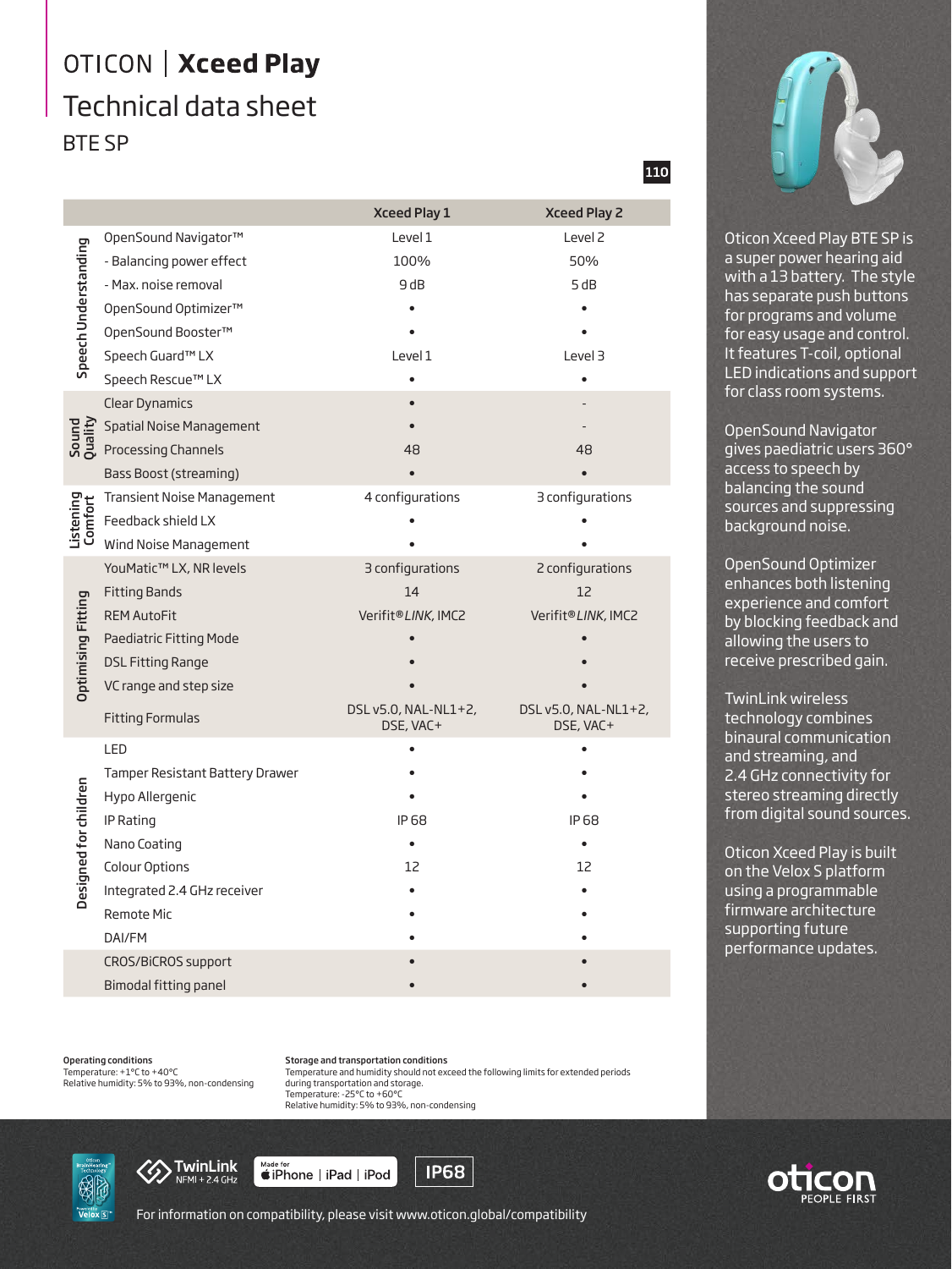# OTICON | **Xceed Play**

## Technical data sheet

### BTE SP

110

| | | Xceed Play 1 | Xceed Play 2 |
|---|---|---|---|
| Speech Understanding | OpenSound Navigator™ | Level 1 | Level 2 |
| | - Balancing power effect | 100% | 50% |
| | - Max. noise removal | 9 dB | 5 dB |
| | OpenSound Optimizer™ | • | • |
| | OpenSound Booster™ | • | • |
| | Speech Guard™ LX | Level 1 | Level 3 |
| | Speech Rescue™ LX | • | • |
| Sound Quality | Clear Dynamics | • | - |
| | Spatial Noise Management | • | - |
| | Processing Channels | 48 | 48 |
| | Bass Boost (streaming) | • | • |
| Listening Comfort | Transient Noise Management | 4 configurations | 3 configurations |
| | Feedback shield LX | • | • |
| | Wind Noise Management | • | • |
| Optimising Fitting | YouMatic™ LX, NR levels | 3 configurations | 2 configurations |
| | Fitting Bands | 14 | 12 |
| | REM AutoFit | Verifit®*LINK*, IMC2 | Verifit®*LINK*, IMC2 |
| | Paediatric Fitting Mode | • | • |
| | DSL Fitting Range | • | • |
| | VC range and step size | • | • |
| | Fitting Formulas | DSL v5.0, NAL-NL1+2, DSE, VAC+ | DSL v5.0, NAL-NL1+2, DSE, VAC+ |
| Designed for children | LED | • | • |
| | Tamper Resistant Battery Drawer | • | • |
| | Hypo Allergenic | • | • |
| | IP Rating | IP 68 | IP 68 |
| | Nano Coating | • | • |
| | Colour Options | 12 | 12 |
| | Integrated 2.4 GHz receiver | • | • |
| | Remote Mic | • | • |
| | DAI/FM | • | • |
| | CROS/BiCROS support | • | • |
| | Bimodal fitting panel | • | • |

Oticon Xceed Play BTE SP is a super power hearing aid with a 13 battery. The style has separate push buttons for programs and volume for easy usage and control. It features T-coil, optional LED indications and support for class room systems.

OpenSound Navigator gives paediatric users 360° access to speech by balancing the sound sources and suppressing background noise.

OpenSound Optimizer enhances both listening experience and comfort by blocking feedback and allowing the users to receive prescribed gain.

TwinLink wireless technology combines binaural communication and streaming, and 2.4 GHz connectivity for stereo streaming directly from digital sound sources.

Oticon Xceed Play is built on the Velox S platform using a programmable firmware architecture supporting future performance updates.

**Operating conditions**
Temperature: +1°C to +40°C
Relative humidity: 5% to 93%, non-condensing

**Storage and transportation conditions**
Temperature and humidity should not exceed the following limits for extended periods during transportation and storage.
Temperature: -25°C to +60°C
Relative humidity: 5% to 93%, non-condensing

TwinLink NFMI + 2.4 GHz | Made for iPhone | iPad | iPod | IP68

For information on compatibility, please visit www.oticon.global/compatibility

oticon PEOPLE FIRST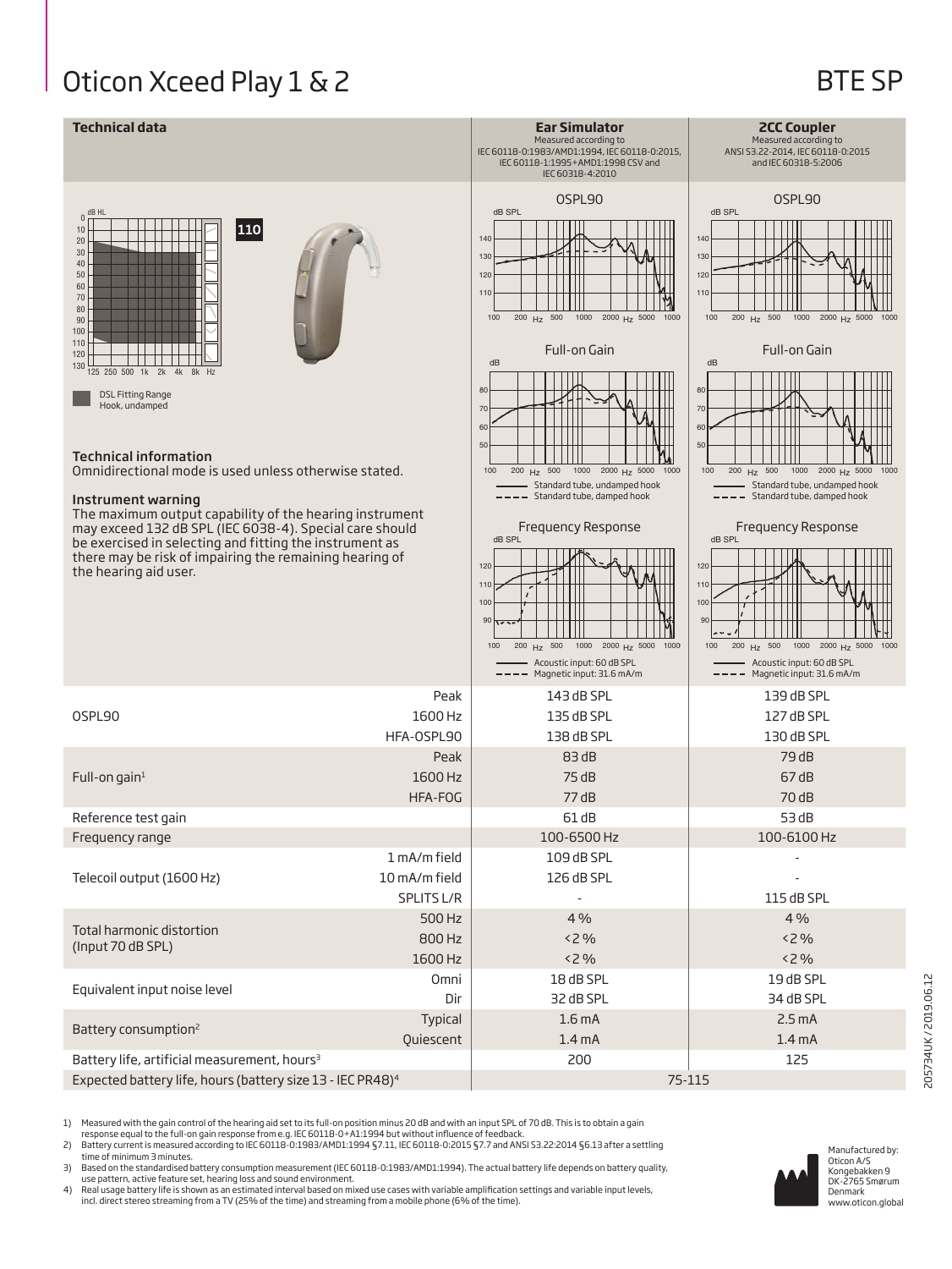# Oticon Xceed Play 1 & 2

BTE SP

**Technical data**

**Ear Simulator**
Measured according to IEC 60118-0:1983/AMD1:1994, IEC 60118-0:2015, IEC 60118-1:1995+AMD1:1998 CSV and IEC 60318-4:2010

**2CC Coupler**
Measured according to ANSI S3.22-2014, IEC 60118-0:2015 and IEC 60318-5:2006

dB HL
0 10 20 30 40 50 60 70 80 90 100 110 120 130
125 250 500 1k 2k 4k 8k Hz

110

DSL Fitting Range
Hook, undamped

OSPL90
dB SPL
140 130 120 110
100 200 Hz 500 1000 2000 Hz 5000 1000

Full-on Gain
dB
80 70 60 50
100 200 Hz 500 1000 2000 Hz 5000 1000
Standard tube, undamped hook
Standard tube, damped hook

Frequency Response
dB SPL
120 110 100 90
100 200 Hz 500 1000 2000 Hz 5000 1000
Acoustic input: 60 dB SPL
Magnetic input: 31.6 mA/m

### Technical information
Omnidirectional mode is used unless otherwise stated.

### Instrument warning
The maximum output capability of the hearing instrument may exceed 132 dB SPL (IEC 6038-4). Special care should be exercised in selecting and fitting the instrument as there may be risk of impairing the remaining hearing of the hearing aid user.

| | | Ear Simulator | 2CC Coupler |
|---|---|---|---|
| OSPL90 | Peak | 143 dB SPL | 139 dB SPL |
| | 1600 Hz | 135 dB SPL | 127 dB SPL |
| | HFA-OSPL90 | 138 dB SPL | 130 dB SPL |
| Full-on gain[1] | Peak | 83 dB | 79 dB |
| | 1600 Hz | 75 dB | 67 dB |
| | HFA-FOG | 77 dB | 70 dB |
| Reference test gain | | 61 dB | 53 dB |
| Frequency range | | 100-6500 Hz | 100-6100 Hz |
| Telecoil output (1600 Hz) | 1 mA/m field | 109 dB SPL | - |
| | 10 mA/m field | 126 dB SPL | - |
| | SPLITS L/R | - | 115 dB SPL |
| Total harmonic distortion (Input 70 dB SPL) | 500 Hz | 4 % | 4 % |
| | 800 Hz | <2 % | <2 % |
| | 1600 Hz | <2 % | <2 % |
| Equivalent input noise level | Omni | 18 dB SPL | 19 dB SPL |
| | Dir | 32 dB SPL | 34 dB SPL |
| Battery consumption[2] | Typical | 1.6 mA | 2.5 mA |
| | Quiescent | 1.4 mA | 1.4 mA |
| Battery life, artificial measurement, hours[3] | | 200 | 125 |
| Expected battery life, hours (battery size 13 - IEC PR48)[4] | | 75-115 | |

1) Measured with the gain control of the hearing aid set to its full-on position minus 20 dB and with an input SPL of 70 dB. This is to obtain a gain response equal to the full-on gain response from e.g. IEC 60118-0+A1:1994 but without influence of feedback.
2) Battery current is measured according to IEC 60118-0:1983/AMD1:1994 §7.11, IEC 60118-0:2015 §7.7 and ANSI S3.22:2014 §6.13 after a settling time of minimum 3 minutes.
3) Based on the standardised battery consumption measurement (IEC 60118-0:1983/AMD1:1994). The actual battery life depends on battery quality, use pattern, active feature set, hearing loss and sound environment.
4) Real usage battery life is shown as an estimated interval based on mixed use cases with variable amplification settings and variable input levels, incl. direct stereo streaming from a TV (25% of the time) and streaming from a mobile phone (6% of the time).

Manufactured by:
Oticon A/S
Kongebakken 9
DK-2765 Smørum
Denmark
www.oticon.global

205734UK / 2019.06.12